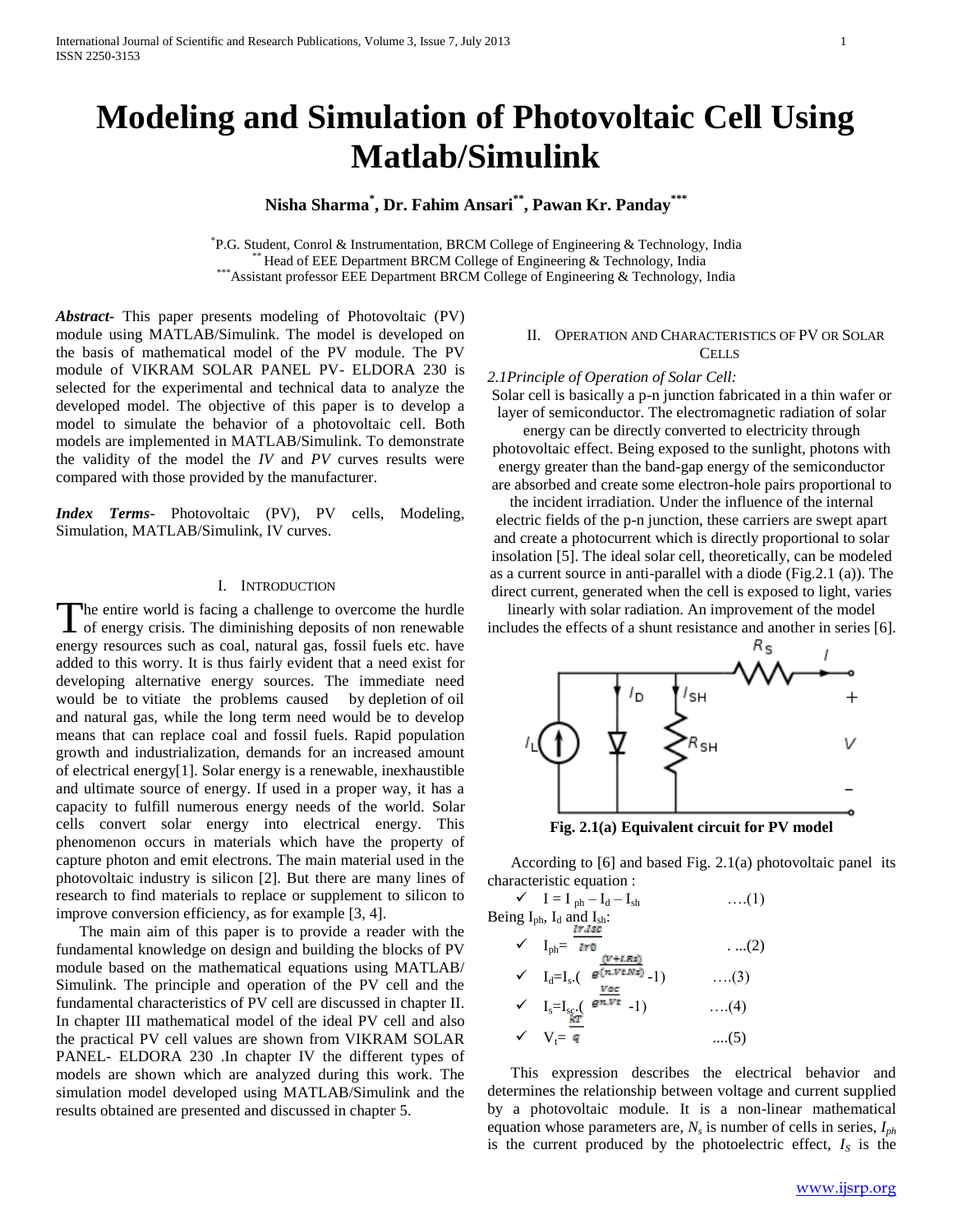# Modeling and Simulation of Photovoltaic Cell Using Matlab/Simulink

**Nisha Sharma[*], Dr. Fahim Ansari[**], Pawan Kr. Panday[***]**

[*]P.G. Student, Conrol & Instrumentation, BRCM College of Engineering & Technology, India
[**] Head of EEE Department BRCM College of Engineering & Technology, India
[***]Assistant professor EEE Department BRCM College of Engineering & Technology, India

***Abstract***- This paper presents modeling of Photovoltaic (PV) module using MATLAB/Simulink. The model is developed on the basis of mathematical model of the PV module. The PV module of VIKRAM SOLAR PANEL PV- ELDORA 230 is selected for the experimental and technical data to analyze the developed model. The objective of this paper is to develop a model to simulate the behavior of a photovoltaic cell. Both models are implemented in MATLAB/Simulink. To demonstrate the validity of the model the *IV* and *PV* curves results were compared with those provided by the manufacturer.

***Index Terms***- Photovoltaic (PV), PV cells, Modeling, Simulation, MATLAB/Simulink, IV curves.

## I. Introduction

The entire world is facing a challenge to overcome the hurdle of energy crisis. The diminishing deposits of non renewable energy resources such as coal, natural gas, fossil fuels etc. have added to this worry. It is thus fairly evident that a need exist for developing alternative energy sources. The immediate need would be to vitiate the problems caused by depletion of oil and natural gas, while the long term need would be to develop means that can replace coal and fossil fuels. Rapid population growth and industrialization, demands for an increased amount of electrical energy[1]. Solar energy is a renewable, inexhaustible and ultimate source of energy. If used in a proper way, it has a capacity to fulfill numerous energy needs of the world. Solar cells convert solar energy into electrical energy. This phenomenon occurs in materials which have the property of capture photon and emit electrons. The main material used in the photovoltaic industry is silicon [2]. But there are many lines of research to find materials to replace or supplement to silicon to improve conversion efficiency, as for example [3, 4].

The main aim of this paper is to provide a reader with the fundamental knowledge on design and building the blocks of PV module based on the mathematical equations using MATLAB/ Simulink. The principle and operation of the PV cell and the fundamental characteristics of PV cell are discussed in chapter II. In chapter III mathematical model of the ideal PV cell and also the practical PV cell values are shown from VIKRAM SOLAR PANEL- ELDORA 230 .In chapter IV the different types of models are shown which are analyzed during this work. The simulation model developed using MATLAB/Simulink and the results obtained are presented and discussed in chapter 5.

## II. Operation and Characteristics of PV or Solar Cells

### *2.1Principle of Operation of Solar Cell:*

Solar cell is basically a p-n junction fabricated in a thin wafer or layer of semiconductor. The electromagnetic radiation of solar energy can be directly converted to electricity through photovoltaic effect. Being exposed to the sunlight, photons with energy greater than the band-gap energy of the semiconductor are absorbed and create some electron-hole pairs proportional to the incident irradiation. Under the influence of the internal electric fields of the p-n junction, these carriers are swept apart and create a photocurrent which is directly proportional to solar insolation [5]. The ideal solar cell, theoretically, can be modeled as a current source in anti-parallel with a diode (Fig.2.1 (a)). The direct current, generated when the cell is exposed to light, varies linearly with solar radiation. An improvement of the model includes the effects of a shunt resistance and another in series [6].

$R_S$
$I$
$I_D$
$I_{SH}$
$+$
$I_L$
$R_{SH}$
$V$
$-$

**Fig. 2.1(a) Equivalent circuit for PV model**

According to [6] and based Fig. 2.1(a) photovoltaic panel its characteristic equation :

- ✓ $I = I_{ph} - I_d - I_{sh}$ ….(1)

Being $I_{ph}$, $I_d$ and $I_{sh}$:

- ✓ $I_{ph} = \frac{Ir.Isc}{Ir0}$ . ...(2)
- ✓ $I_d = I_s.\left(e^{\frac{(V+I.Rs)}{(n.Vt.Ns)}} - 1\right)$ ….(3)
- ✓ $I_s = I_{sc}.\left(e^{\frac{Voc}{n.Vt}} - 1\right)$ ….(4)
- ✓ $V_t = \frac{KT}{q}$ ....(5)

This expression describes the electrical behavior and determines the relationship between voltage and current supplied by a photovoltaic module. It is a non-linear mathematical equation whose parameters are, $N_s$ is number of cells in series, $I_{ph}$ is the current produced by the photoelectric effect, $I_S$ is the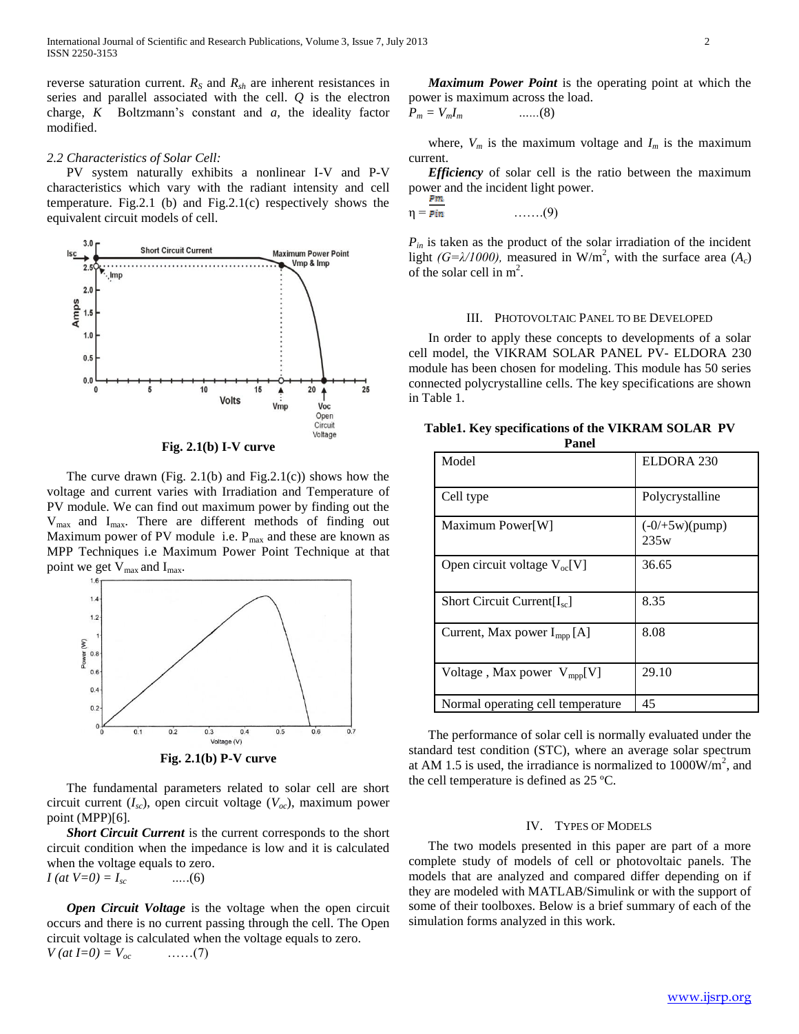reverse saturation current. $R_S$ and $R_{sh}$ are inherent resistances in series and parallel associated with the cell. $Q$ is the electron charge, $K$ Boltzmann's constant and $a$, the ideality factor modified.

*2.2 Characteristics of Solar Cell:*

PV system naturally exhibits a nonlinear I-V and P-V characteristics which vary with the radiant intensity and cell temperature. Fig.2.1 (b) and Fig.2.1(c) respectively shows the equivalent circuit models of cell.

3.0
Isc
Short Circuit Current
Maximum Power Point
Vmp & Imp
2.5
Imp
2.0
Amps
1.5
1.0
0.5
0.0
0
5
10
15
20
25
Volts
Vmp
Voc
Open
Circuit
Voltage

**Fig. 2.1(b) I-V curve**

The curve drawn (Fig. 2.1(b) and Fig.2.1(c)) shows how the voltage and current varies with Irradiation and Temperature of PV module. We can find out maximum power by finding out the $V_{max}$ and $I_{max}$. There are different methods of finding out Maximum power of PV module i.e. $P_{max}$ and these are known as MPP Techniques i.e Maximum Power Point Technique at that point we get $V_{max}$ and $I_{max}$.

1.6
1.4
1.2
1
Power (W)
0.8
0.6
0.4
0.2
0
0
0.1
0.2
0.3
0.4
0.5
0.6
0.7
Voltage (V)

**Fig. 2.1(b) P-V curve**

The fundamental parameters related to solar cell are short circuit current ($I_{sc}$), open circuit voltage ($V_{oc}$), maximum power point (MPP)[6].

***Short Circuit Current*** is the current corresponds to the short circuit condition when the impedance is low and it is calculated when the voltage equals to zero.

$I \text{ (at } V=0) = I_{sc}$ .....(6)

***Open Circuit Voltage*** is the voltage when the open circuit occurs and there is no current passing through the cell. The Open circuit voltage is calculated when the voltage equals to zero.

$V \text{ (at } I=0) = V_{oc}$ ……(7)

***Maximum Power Point*** is the operating point at which the power is maximum across the load.

$P_m = V_m I_m$ ......(8)

where, $V_m$ is the maximum voltage and $I_m$ is the maximum current.

***Efficiency*** of solar cell is the ratio between the maximum power and the incident light power.

$\eta = \frac{P_m}{P_{in}}$ …….(9)

$P_{in}$ is taken as the product of the solar irradiation of the incident light *($G=\lambda/1000$)*, measured in W/m$^2$, with the surface area ($A_c$) of the solar cell in m$^2$.

## III. Photovoltaic Panel to be Developed

In order to apply these concepts to developments of a solar cell model, the VIKRAM SOLAR PANEL PV- ELDORA 230 module has been chosen for modeling. This module has 50 series connected polycrystalline cells. The key specifications are shown in Table 1.

**Table1. Key specifications of the VIKRAM SOLAR PV Panel**

| | |
|---|---|
| Model | ELDORA 230 |
| Cell type | Polycrystalline |
| Maximum Power[W] | (-0/+5w)(pump) 235w |
| Open circuit voltage $V_{oc}$[V] | 36.65 |
| Short Circuit Current[$I_{sc}$] | 8.35 |
| Current, Max power $I_{mpp}$ [A] | 8.08 |
| Voltage , Max power $V_{mpp}$[V] | 29.10 |
| Normal operating cell temperature | 45 |

The performance of solar cell is normally evaluated under the standard test condition (STC), where an average solar spectrum at AM 1.5 is used, the irradiance is normalized to 1000W/m$^2$, and the cell temperature is defined as 25 ºC.

## IV. Types of Models

The two models presented in this paper are part of a more complete study of models of cell or photovoltaic panels. The models that are analyzed and compared differ depending on if they are modeled with MATLAB/Simulink or with the support of some of their toolboxes. Below is a brief summary of each of the simulation forms analyzed in this work.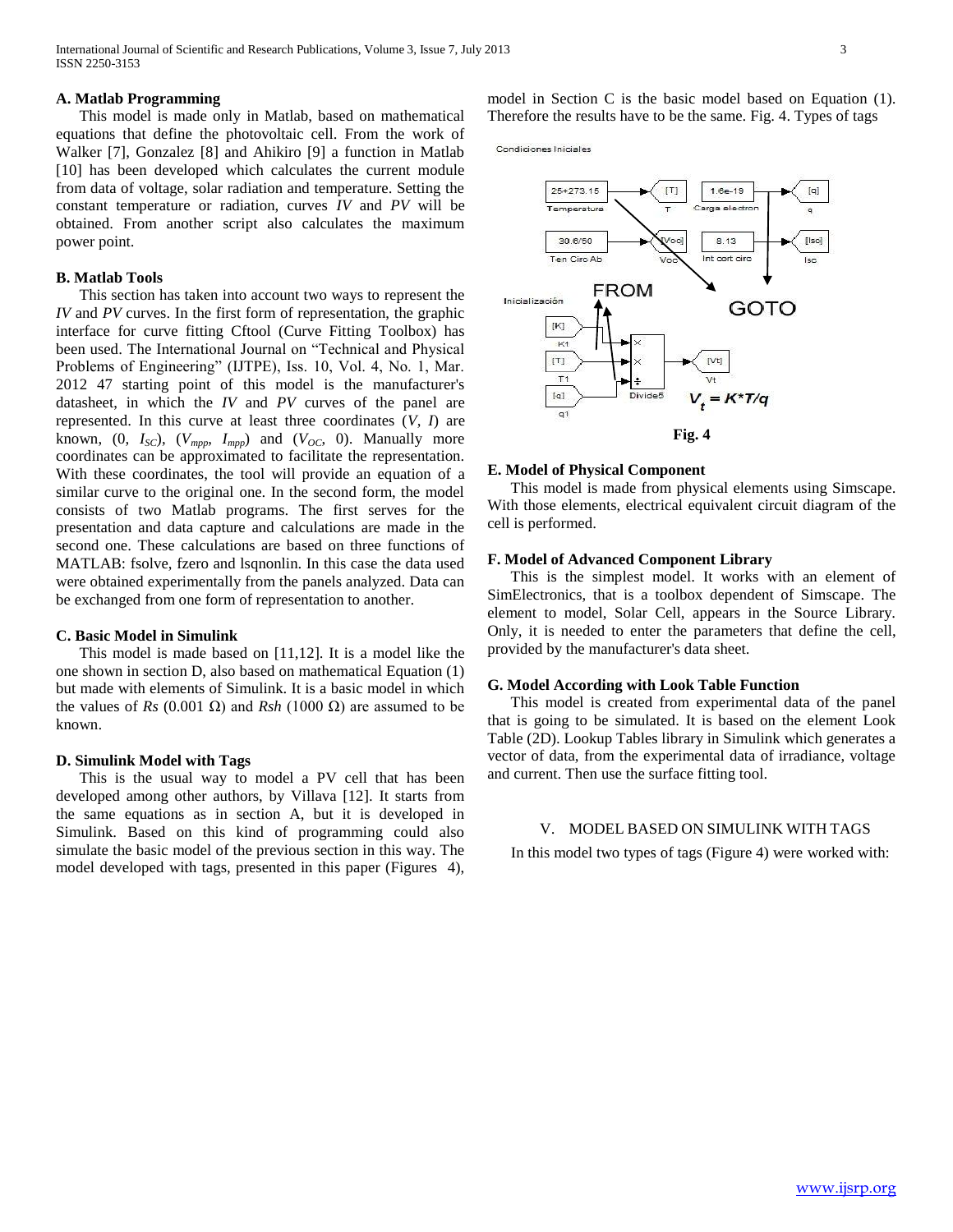**A. Matlab Programming**

This model is made only in Matlab, based on mathematical equations that define the photovoltaic cell. From the work of Walker [7], Gonzalez [8] and Ahikiro [9] a function in Matlab [10] has been developed which calculates the current module from data of voltage, solar radiation and temperature. Setting the constant temperature or radiation, curves *IV* and *PV* will be obtained. From another script also calculates the maximum power point.

**B. Matlab Tools**

This section has taken into account two ways to represent the *IV* and *PV* curves. In the first form of representation, the graphic interface for curve fitting Cftool (Curve Fitting Toolbox) has been used. The International Journal on "Technical and Physical Problems of Engineering" (IJTPE), Iss. 10, Vol. 4, No. 1, Mar. 2012 47 starting point of this model is the manufacturer's datasheet, in which the *IV* and *PV* curves of the panel are represented. In this curve at least three coordinates ($V$, $I$) are known, ($0$, $I_{SC}$), ($V_{mpp}$, $I_{mpp}$) and ($V_{OC}$, $0$). Manually more coordinates can be approximated to facilitate the representation. With these coordinates, the tool will provide an equation of a similar curve to the original one. In the second form, the model consists of two Matlab programs. The first serves for the presentation and data capture and calculations are made in the second one. These calculations are based on three functions of MATLAB: fsolve, fzero and lsqnonlin. In this case the data used were obtained experimentally from the panels analyzed. Data can be exchanged from one form of representation to another.

**C. Basic Model in Simulink**

This model is made based on [11,12]. It is a model like the one shown in section D, also based on mathematical Equation (1) but made with elements of Simulink. It is a basic model in which the values of *Rs* (0.001 Ω) and *Rsh* (1000 Ω) are assumed to be known.

**D. Simulink Model with Tags**

This is the usual way to model a PV cell that has been developed among other authors, by Villava [12]. It starts from the same equations as in section A, but it is developed in Simulink. Based on this kind of programming could also simulate the basic model of the previous section in this way. The model developed with tags, presented in this paper (Figures 4), model in Section C is the basic model based on Equation (1). Therefore the results have to be the same. Fig. 4. Types of tags

Condiciones Iniciales

25+273.15 Temperatura → [T] T

1.6e-19 Carga electron → [q] q

30.6/50 Ten Circ Ab → [Voc] Voc

8.13 Int cort circ → [Isc] Isc

Inicialización

FROM

GOTO

[K] K1, [T] T1, [q] q1 → Divide5 → [Vt] Vt

$V_t = K*T/q$

**Fig. 4**

**E. Model of Physical Component**

This model is made from physical elements using Simscape. With those elements, electrical equivalent circuit diagram of the cell is performed.

**F. Model of Advanced Component Library**

This is the simplest model. It works with an element of SimElectronics, that is a toolbox dependent of Simscape. The element to model, Solar Cell, appears in the Source Library. Only, it is needed to enter the parameters that define the cell, provided by the manufacturer's data sheet.

**G. Model According with Look Table Function**

This model is created from experimental data of the panel that is going to be simulated. It is based on the element Look Table (2D). Lookup Tables library in Simulink which generates a vector of data, from the experimental data of irradiance, voltage and current. Then use the surface fitting tool.

## V. MODEL BASED ON SIMULINK WITH TAGS

In this model two types of tags (Figure 4) were worked with: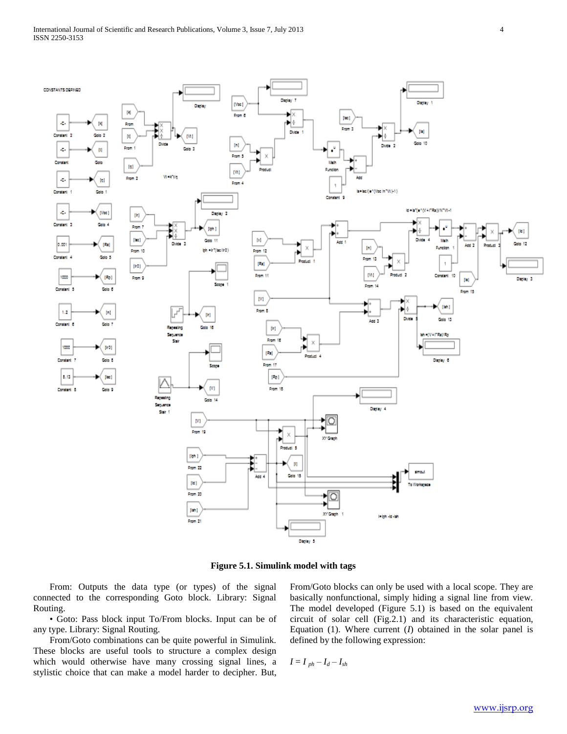**Figure 5.1. Simulink model with tags**

From: Outputs the data type (or types) of the signal connected to the corresponding Goto block. Library: Signal Routing.

• Goto: Pass block input To/From blocks. Input can be of any type. Library: Signal Routing.

From/Goto combinations can be quite powerful in Simulink. These blocks are useful tools to structure a complex design which would otherwise have many crossing signal lines, a stylistic choice that can make a model harder to decipher. But, From/Goto blocks can only be used with a local scope. They are basically nonfunctional, simply hiding a signal line from view. The model developed (Figure 5.1) is based on the equivalent circuit of solar cell (Fig.2.1) and its characteristic equation, Equation (1). Where current (*I*) obtained in the solar panel is defined by the following expression:

$$I = I_{ph} - I_d - I_{sh}$$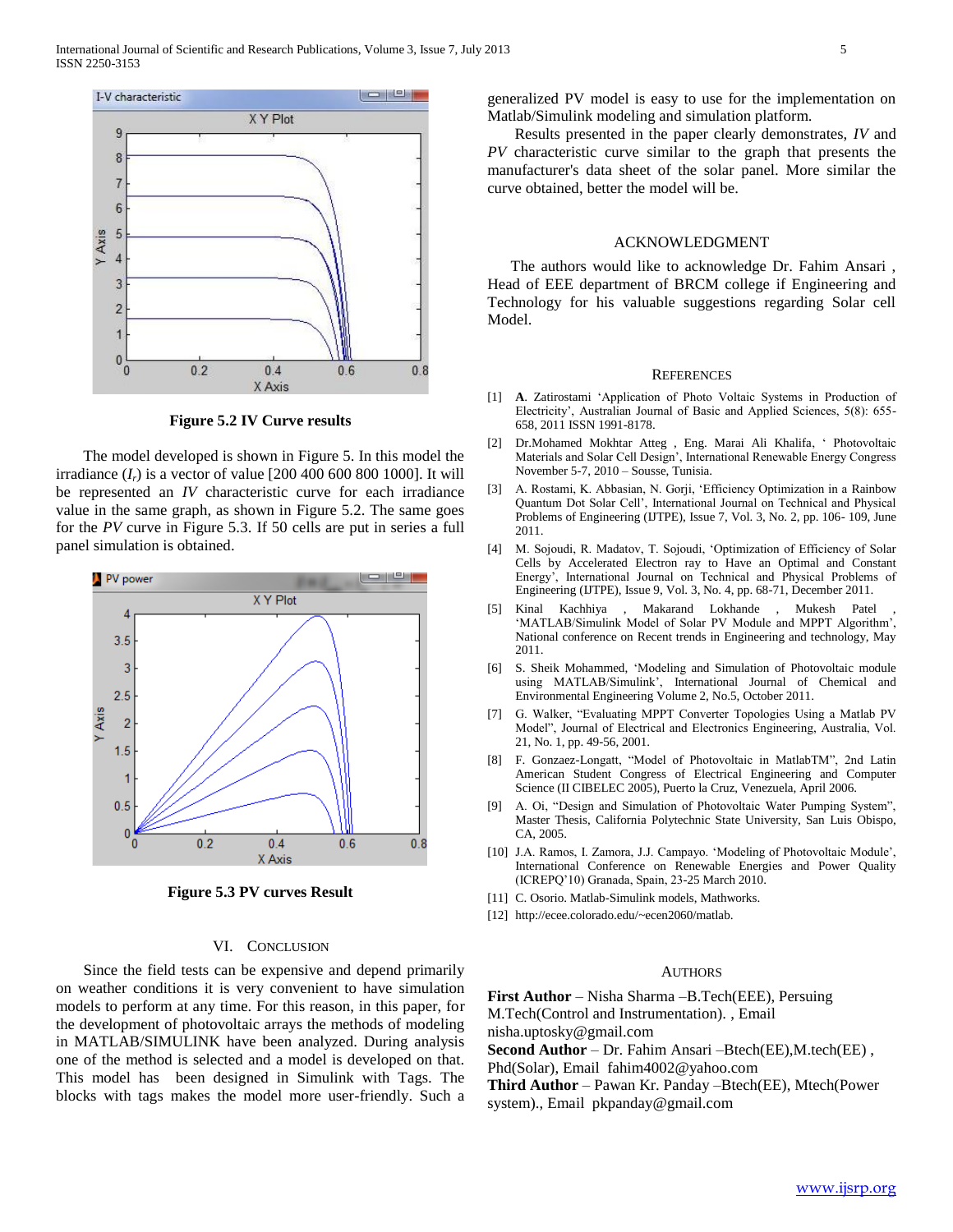I-V characteristic

X Y Plot

Y Axis

X Axis

0 0.2 0.4 0.6 0.8

0 1 2 3 4 5 6 7 8 9

**Figure 5.2 IV Curve results**

The model developed is shown in Figure 5. In this model the irradiance ($I_r$) is a vector of value [200 400 600 800 1000]. It will be represented an *IV* characteristic curve for each irradiance value in the same graph, as shown in Figure 5.2. The same goes for the *PV* curve in Figure 5.3. If 50 cells are put in series a full panel simulation is obtained.

PV power

X Y Plot

Y Axis

X Axis

0 0.2 0.4 0.6 0.8

0 0.5 1 1.5 2 2.5 3 3.5 4

**Figure 5.3 PV curves Result**

## VI. Conclusion

Since the field tests can be expensive and depend primarily on weather conditions it is very convenient to have simulation models to perform at any time. For this reason, in this paper, for the development of photovoltaic arrays the methods of modeling in MATLAB/SIMULINK have been analyzed. During analysis one of the method is selected and a model is developed on that. This model has been designed in Simulink with Tags. The blocks with tags makes the model more user-friendly. Such a generalized PV model is easy to use for the implementation on Matlab/Simulink modeling and simulation platform.

Results presented in the paper clearly demonstrates, *IV* and *PV* characteristic curve similar to the graph that presents the manufacturer's data sheet of the solar panel. More similar the curve obtained, better the model will be.

## Acknowledgment

The authors would like to acknowledge Dr. Fahim Ansari , Head of EEE department of BRCM college if Engineering and Technology for his valuable suggestions regarding Solar cell Model.

## References

[1] **A**. Zatirostami 'Application of Photo Voltaic Systems in Production of Electricity', Australian Journal of Basic and Applied Sciences, 5(8): 655-658, 2011 ISSN 1991-8178.

[2] Dr.Mohamed Mokhtar Atteg , Eng. Marai Ali Khalifa, ' Photovoltaic Materials and Solar Cell Design', International Renewable Energy Congress November 5-7, 2010 – Sousse, Tunisia.

[3] A. Rostami, K. Abbasian, N. Gorji, 'Efficiency Optimization in a Rainbow Quantum Dot Solar Cell', International Journal on Technical and Physical Problems of Engineering (IJTPE), Issue 7, Vol. 3, No. 2, pp. 106- 109, June 2011.

[4] M. Sojoudi, R. Madatov, T. Sojoudi, 'Optimization of Efficiency of Solar Cells by Accelerated Electron ray to Have an Optimal and Constant Energy', International Journal on Technical and Physical Problems of Engineering (IJTPE), Issue 9, Vol. 3, No. 4, pp. 68-71, December 2011.

[5] Kinal Kachhiya , Makarand Lokhande , Mukesh Patel , 'MATLAB/Simulink Model of Solar PV Module and MPPT Algorithm', National conference on Recent trends in Engineering and technology, May 2011.

[6] S. Sheik Mohammed, 'Modeling and Simulation of Photovoltaic module using MATLAB/Simulink', International Journal of Chemical and Environmental Engineering Volume 2, No.5, October 2011.

[7] G. Walker, "Evaluating MPPT Converter Topologies Using a Matlab PV Model", Journal of Electrical and Electronics Engineering, Australia, Vol. 21, No. 1, pp. 49-56, 2001.

[8] F. Gonzaez-Longatt, "Model of Photovoltaic in MatlabTM", 2nd Latin American Student Congress of Electrical Engineering and Computer Science (II CIBELEC 2005), Puerto la Cruz, Venezuela, April 2006.

[9] A. Oi, "Design and Simulation of Photovoltaic Water Pumping System", Master Thesis, California Polytechnic State University, San Luis Obispo, CA, 2005.

[10] J.A. Ramos, I. Zamora, J.J. Campayo. 'Modeling of Photovoltaic Module', International Conference on Renewable Energies and Power Quality (ICREPQ'10) Granada, Spain, 23-25 March 2010.

[11] C. Osorio. Matlab-Simulink models, Mathworks.

[12] http://ecee.colorado.edu/~ecen2060/matlab.

## Authors

**First Author** – Nisha Sharma –B.Tech(EEE), Persuing M.Tech(Control and Instrumentation). , Email nisha.uptosky@gmail.com

**Second Author** – Dr. Fahim Ansari –Btech(EE),M.tech(EE) , Phd(Solar), Email fahim4002@yahoo.com

**Third Author** – Pawan Kr. Panday –Btech(EE), Mtech(Power system)., Email pkpanday@gmail.com